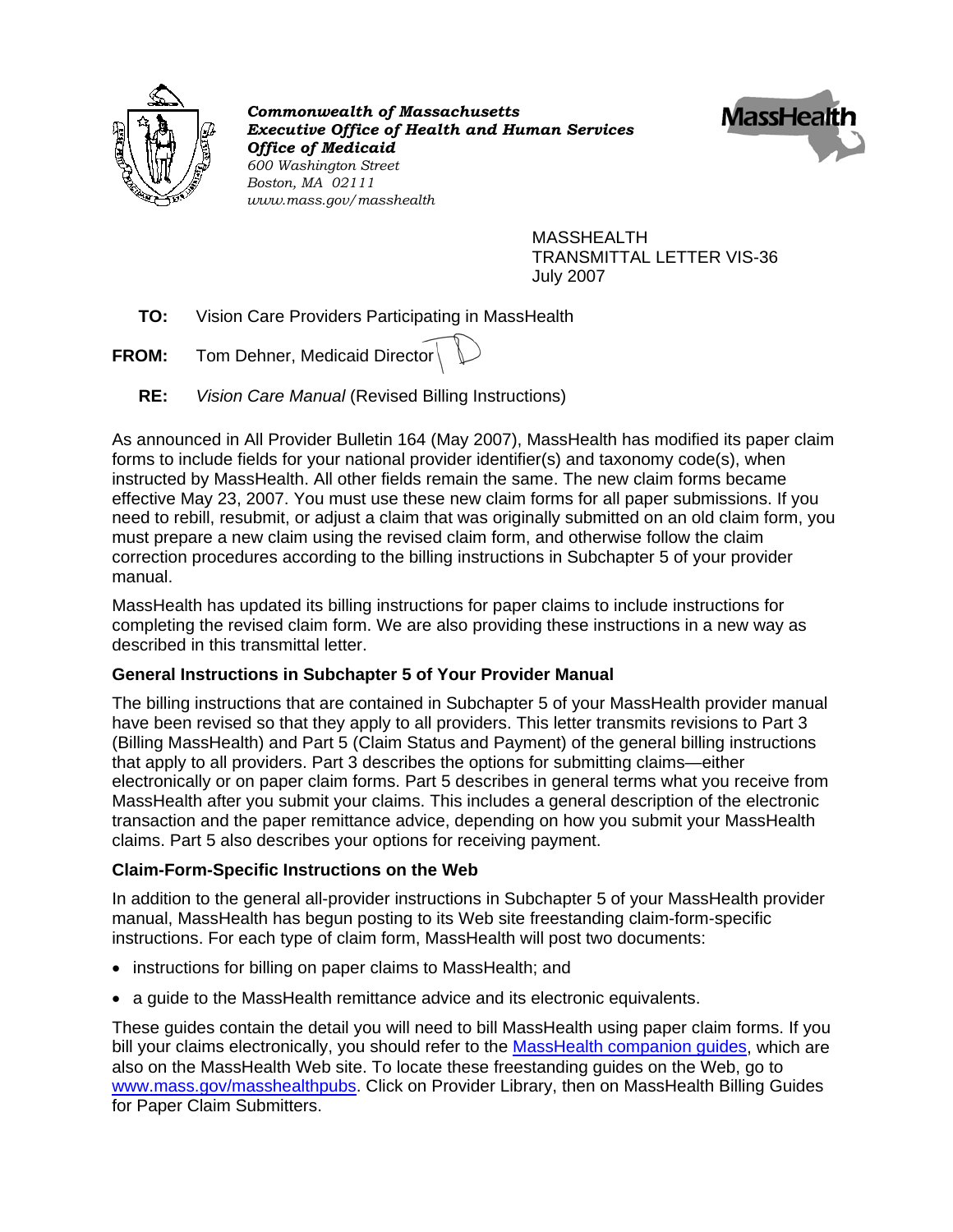*Commonwealth of Massachusetts*
*Executive Office of Health and Human Services*
*Office of Medicaid*
*600 Washington Street*
*Boston, MA 02111*
*www.mass.gov/masshealth*

MASSHEALTH
TRANSMITTAL LETTER VIS-36
July 2007

**TO:** Vision Care Providers Participating in MassHealth

**FROM:** Tom Dehner, Medicaid Director

**RE:** *Vision Care Manual* (Revised Billing Instructions)

As announced in All Provider Bulletin 164 (May 2007), MassHealth has modified its paper claim forms to include fields for your national provider identifier(s) and taxonomy code(s), when instructed by MassHealth. All other fields remain the same. The new claim forms became effective May 23, 2007. You must use these new claim forms for all paper submissions. If you need to rebill, resubmit, or adjust a claim that was originally submitted on an old claim form, you must prepare a new claim using the revised claim form, and otherwise follow the claim correction procedures according to the billing instructions in Subchapter 5 of your provider manual.

MassHealth has updated its billing instructions for paper claims to include instructions for completing the revised claim form. We are also providing these instructions in a new way as described in this transmittal letter.

**General Instructions in Subchapter 5 of Your Provider Manual**

The billing instructions that are contained in Subchapter 5 of your MassHealth provider manual have been revised so that they apply to all providers. This letter transmits revisions to Part 3 (Billing MassHealth) and Part 5 (Claim Status and Payment) of the general billing instructions that apply to all providers. Part 3 describes the options for submitting claims—either electronically or on paper claim forms. Part 5 describes in general terms what you receive from MassHealth after you submit your claims. This includes a general description of the electronic transaction and the paper remittance advice, depending on how you submit your MassHealth claims. Part 5 also describes your options for receiving payment.

**Claim-Form-Specific Instructions on the Web**

In addition to the general all-provider instructions in Subchapter 5 of your MassHealth provider manual, MassHealth has begun posting to its Web site freestanding claim-form-specific instructions. For each type of claim form, MassHealth will post two documents:

- instructions for billing on paper claims to MassHealth; and
- a guide to the MassHealth remittance advice and its electronic equivalents.

These guides contain the detail you will need to bill MassHealth using paper claim forms. If you bill your claims electronically, you should refer to the MassHealth companion guides, which are also on the MassHealth Web site. To locate these freestanding guides on the Web, go to www.mass.gov/masshealthpubs. Click on Provider Library, then on MassHealth Billing Guides for Paper Claim Submitters.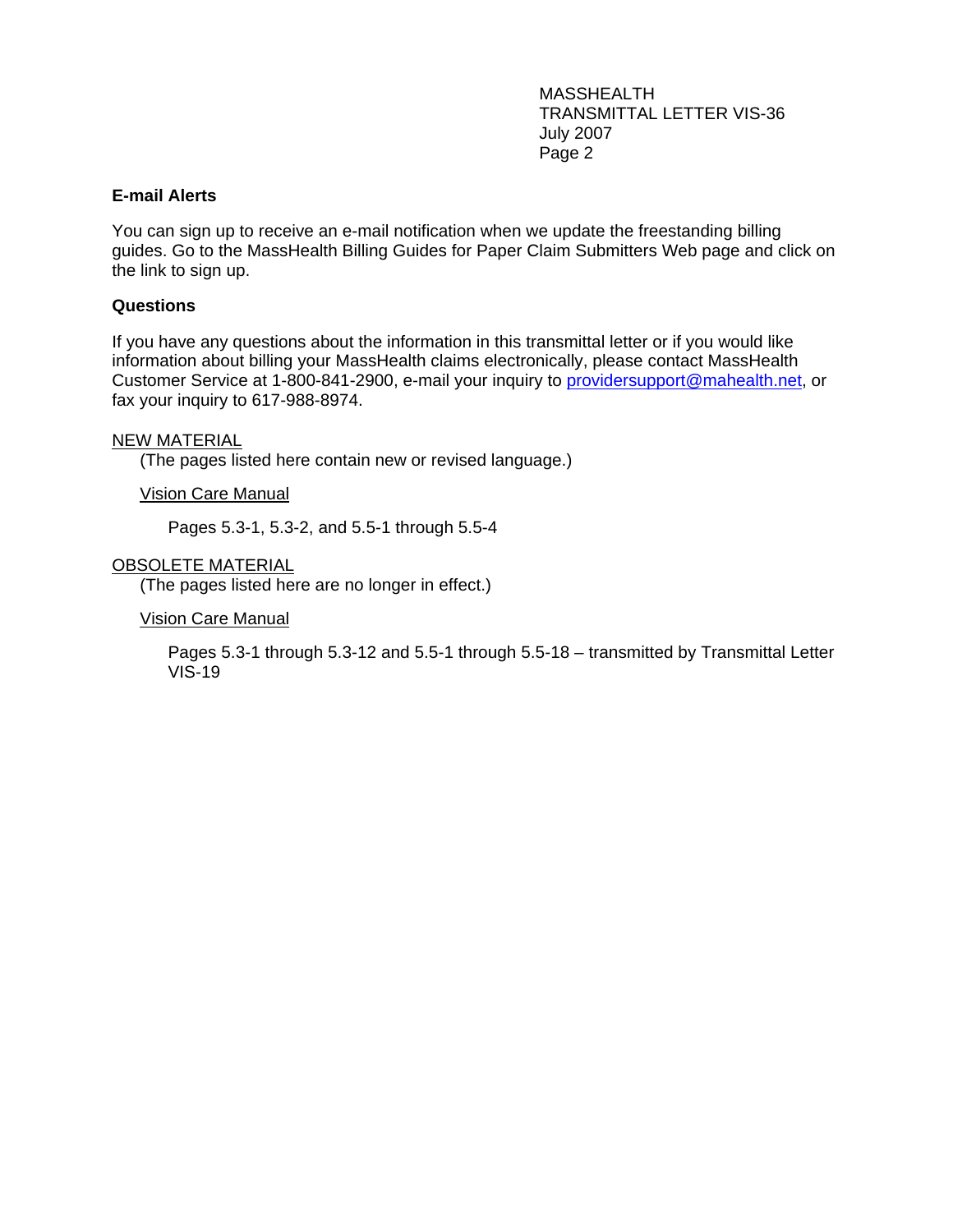## E-mail Alerts

You can sign up to receive an e-mail notification when we update the freestanding billing guides. Go to the MassHealth Billing Guides for Paper Claim Submitters Web page and click on the link to sign up.

## Questions

If you have any questions about the information in this transmittal letter or if you would like information about billing your MassHealth claims electronically, please contact MassHealth Customer Service at 1-800-841-2900, e-mail your inquiry to providersupport@mahealth.net, or fax your inquiry to 617-988-8974.

NEW MATERIAL

(The pages listed here contain new or revised language.)

Vision Care Manual

Pages 5.3-1, 5.3-2, and 5.5-1 through 5.5-4

OBSOLETE MATERIAL

(The pages listed here are no longer in effect.)

Vision Care Manual

Pages 5.3-1 through 5.3-12 and 5.5-1 through 5.5-18 – transmitted by Transmittal Letter VIS-19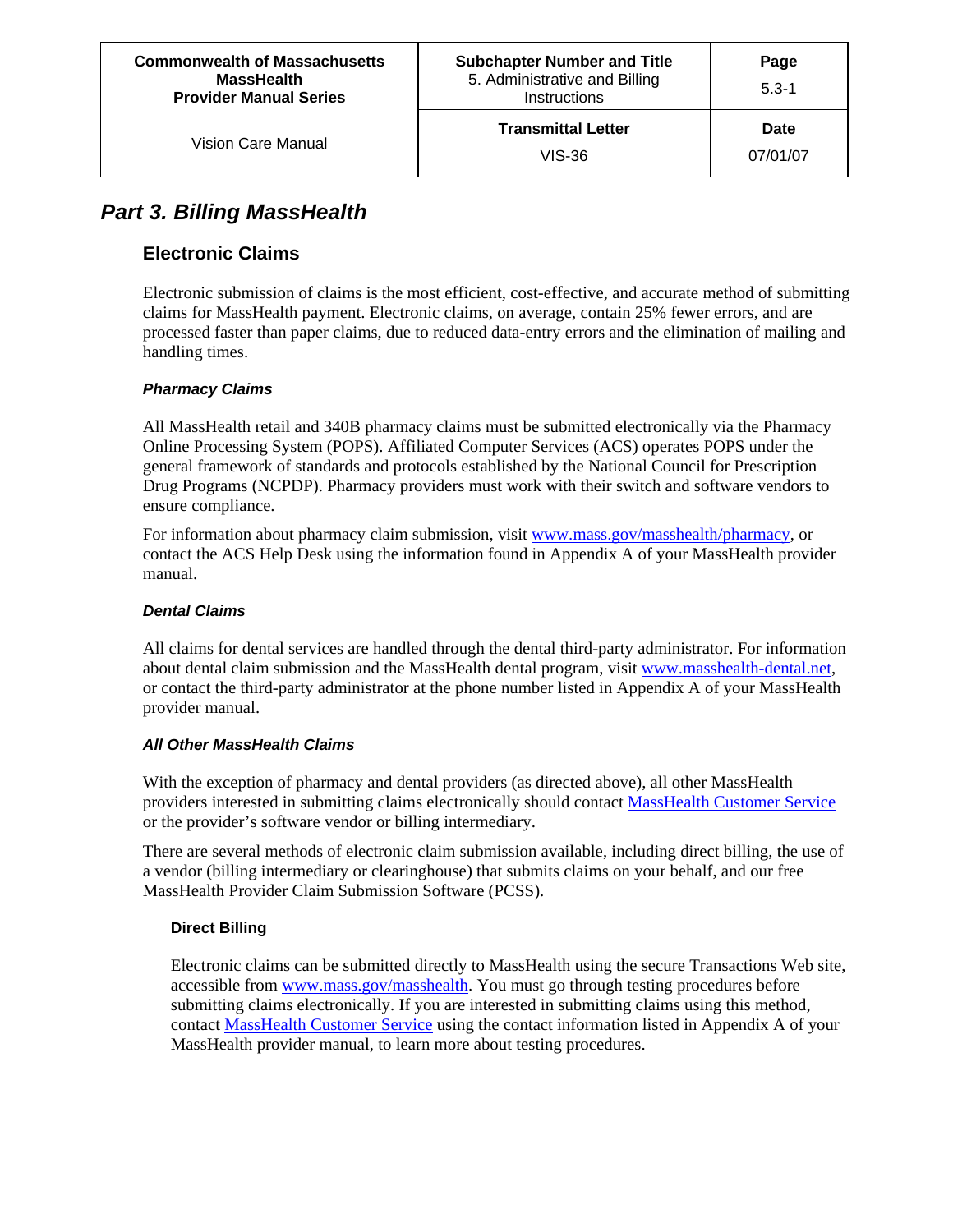# Part 3. Billing MassHealth

## Electronic Claims

Electronic submission of claims is the most efficient, cost-effective, and accurate method of submitting claims for MassHealth payment. Electronic claims, on average, contain 25% fewer errors, and are processed faster than paper claims, due to reduced data-entry errors and the elimination of mailing and handling times.

### *Pharmacy Claims*

All MassHealth retail and 340B pharmacy claims must be submitted electronically via the Pharmacy Online Processing System (POPS). Affiliated Computer Services (ACS) operates POPS under the general framework of standards and protocols established by the National Council for Prescription Drug Programs (NCPDP). Pharmacy providers must work with their switch and software vendors to ensure compliance.

For information about pharmacy claim submission, visit www.mass.gov/masshealth/pharmacy, or contact the ACS Help Desk using the information found in Appendix A of your MassHealth provider manual.

### *Dental Claims*

All claims for dental services are handled through the dental third-party administrator. For information about dental claim submission and the MassHealth dental program, visit www.masshealth-dental.net, or contact the third-party administrator at the phone number listed in Appendix A of your MassHealth provider manual.

### *All Other MassHealth Claims*

With the exception of pharmacy and dental providers (as directed above), all other MassHealth providers interested in submitting claims electronically should contact MassHealth Customer Service or the provider's software vendor or billing intermediary.

There are several methods of electronic claim submission available, including direct billing, the use of a vendor (billing intermediary or clearinghouse) that submits claims on your behalf, and our free MassHealth Provider Claim Submission Software (PCSS).

#### Direct Billing

Electronic claims can be submitted directly to MassHealth using the secure Transactions Web site, accessible from www.mass.gov/masshealth. You must go through testing procedures before submitting claims electronically. If you are interested in submitting claims using this method, contact MassHealth Customer Service using the contact information listed in Appendix A of your MassHealth provider manual, to learn more about testing procedures.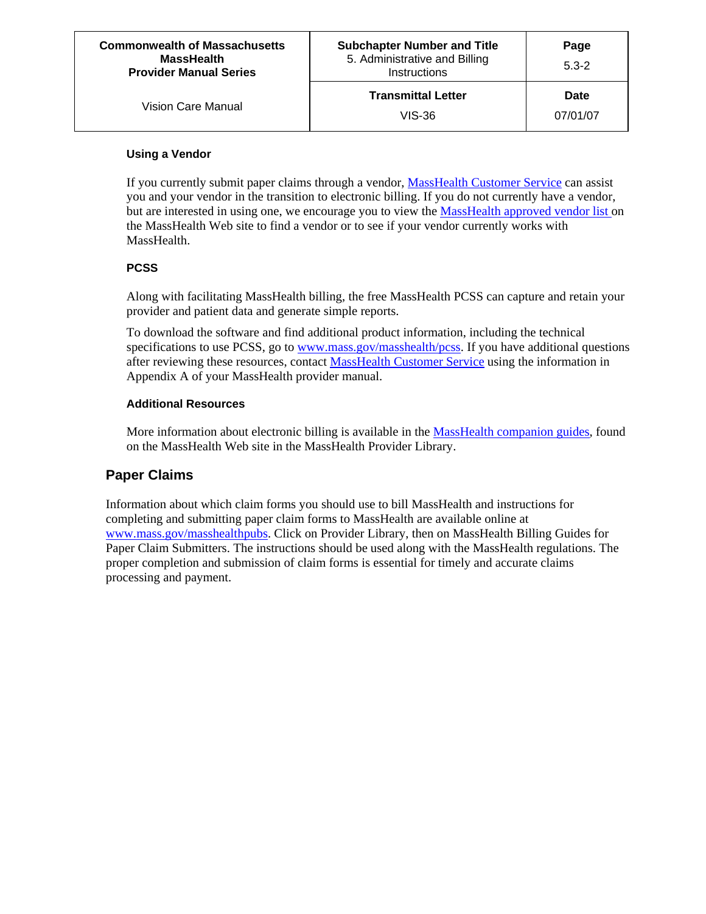### Using a Vendor

If you currently submit paper claims through a vendor, MassHealth Customer Service can assist you and your vendor in the transition to electronic billing. If you do not currently have a vendor, but are interested in using one, we encourage you to view the MassHealth approved vendor list on the MassHealth Web site to find a vendor or to see if your vendor currently works with MassHealth.

### PCSS

Along with facilitating MassHealth billing, the free MassHealth PCSS can capture and retain your provider and patient data and generate simple reports.

To download the software and find additional product information, including the technical specifications to use PCSS, go to www.mass.gov/masshealth/pcss. If you have additional questions after reviewing these resources, contact MassHealth Customer Service using the information in Appendix A of your MassHealth provider manual.

### Additional Resources

More information about electronic billing is available in the MassHealth companion guides, found on the MassHealth Web site in the MassHealth Provider Library.

## Paper Claims

Information about which claim forms you should use to bill MassHealth and instructions for completing and submitting paper claim forms to MassHealth are available online at www.mass.gov/masshealthpubs. Click on Provider Library, then on MassHealth Billing Guides for Paper Claim Submitters. The instructions should be used along with the MassHealth regulations. The proper completion and submission of claim forms is essential for timely and accurate claims processing and payment.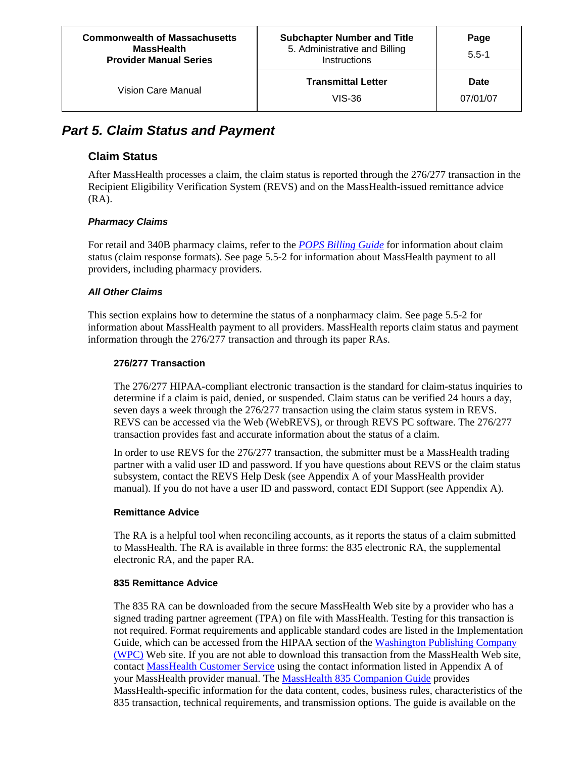# Part 5. Claim Status and Payment

## Claim Status

After MassHealth processes a claim, the claim status is reported through the 276/277 transaction in the Recipient Eligibility Verification System (REVS) and on the MassHealth-issued remittance advice (RA).

### *Pharmacy Claims*

For retail and 340B pharmacy claims, refer to the *POPS Billing Guide* for information about claim status (claim response formats). See page 5.5-2 for information about MassHealth payment to all providers, including pharmacy providers.

### *All Other Claims*

This section explains how to determine the status of a nonpharmacy claim. See page 5.5-2 for information about MassHealth payment to all providers. MassHealth reports claim status and payment information through the 276/277 transaction and through its paper RAs.

#### 276/277 Transaction

The 276/277 HIPAA-compliant electronic transaction is the standard for claim-status inquiries to determine if a claim is paid, denied, or suspended. Claim status can be verified 24 hours a day, seven days a week through the 276/277 transaction using the claim status system in REVS. REVS can be accessed via the Web (WebREVS), or through REVS PC software. The 276/277 transaction provides fast and accurate information about the status of a claim.

In order to use REVS for the 276/277 transaction, the submitter must be a MassHealth trading partner with a valid user ID and password. If you have questions about REVS or the claim status subsystem, contact the REVS Help Desk (see Appendix A of your MassHealth provider manual). If you do not have a user ID and password, contact EDI Support (see Appendix A).

#### Remittance Advice

The RA is a helpful tool when reconciling accounts, as it reports the status of a claim submitted to MassHealth. The RA is available in three forms: the 835 electronic RA, the supplemental electronic RA, and the paper RA.

#### 835 Remittance Advice

The 835 RA can be downloaded from the secure MassHealth Web site by a provider who has a signed trading partner agreement (TPA) on file with MassHealth. Testing for this transaction is not required. Format requirements and applicable standard codes are listed in the Implementation Guide, which can be accessed from the HIPAA section of the Washington Publishing Company (WPC) Web site. If you are not able to download this transaction from the MassHealth Web site, contact MassHealth Customer Service using the contact information listed in Appendix A of your MassHealth provider manual. The MassHealth 835 Companion Guide provides MassHealth-specific information for the data content, codes, business rules, characteristics of the 835 transaction, technical requirements, and transmission options. The guide is available on the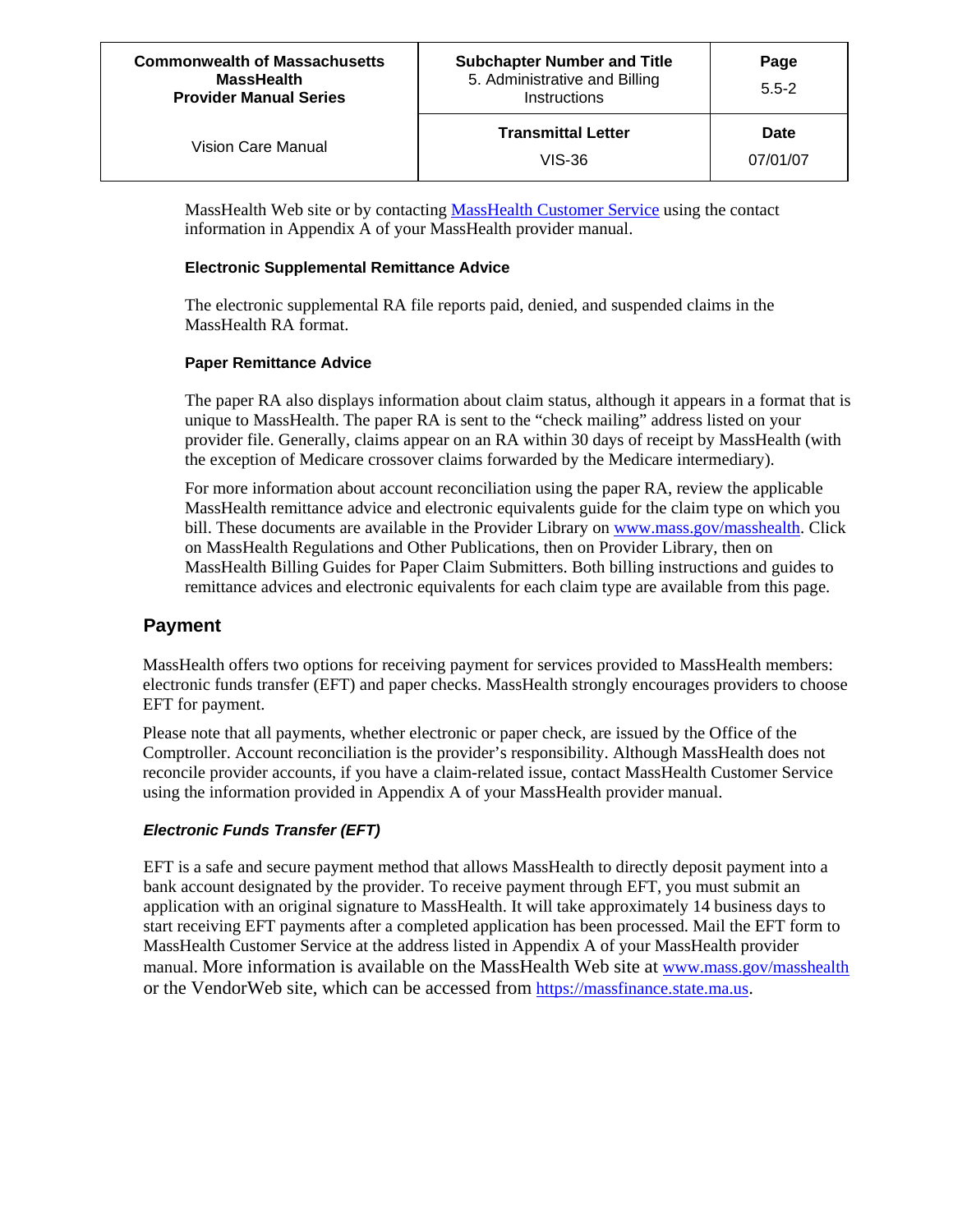MassHealth Web site or by contacting MassHealth Customer Service using the contact information in Appendix A of your MassHealth provider manual.

#### Electronic Supplemental Remittance Advice

The electronic supplemental RA file reports paid, denied, and suspended claims in the MassHealth RA format.

#### Paper Remittance Advice

The paper RA also displays information about claim status, although it appears in a format that is unique to MassHealth. The paper RA is sent to the "check mailing" address listed on your provider file. Generally, claims appear on an RA within 30 days of receipt by MassHealth (with the exception of Medicare crossover claims forwarded by the Medicare intermediary).

For more information about account reconciliation using the paper RA, review the applicable MassHealth remittance advice and electronic equivalents guide for the claim type on which you bill. These documents are available in the Provider Library on www.mass.gov/masshealth. Click on MassHealth Regulations and Other Publications, then on Provider Library, then on MassHealth Billing Guides for Paper Claim Submitters. Both billing instructions and guides to remittance advices and electronic equivalents for each claim type are available from this page.

## Payment

MassHealth offers two options for receiving payment for services provided to MassHealth members: electronic funds transfer (EFT) and paper checks. MassHealth strongly encourages providers to choose EFT for payment.

Please note that all payments, whether electronic or paper check, are issued by the Office of the Comptroller. Account reconciliation is the provider's responsibility. Although MassHealth does not reconcile provider accounts, if you have a claim-related issue, contact MassHealth Customer Service using the information provided in Appendix A of your MassHealth provider manual.

### *Electronic Funds Transfer (EFT)*

EFT is a safe and secure payment method that allows MassHealth to directly deposit payment into a bank account designated by the provider. To receive payment through EFT, you must submit an application with an original signature to MassHealth. It will take approximately 14 business days to start receiving EFT payments after a completed application has been processed. Mail the EFT form to MassHealth Customer Service at the address listed in Appendix A of your MassHealth provider manual. More information is available on the MassHealth Web site at www.mass.gov/masshealth or the VendorWeb site, which can be accessed from https://massfinance.state.ma.us.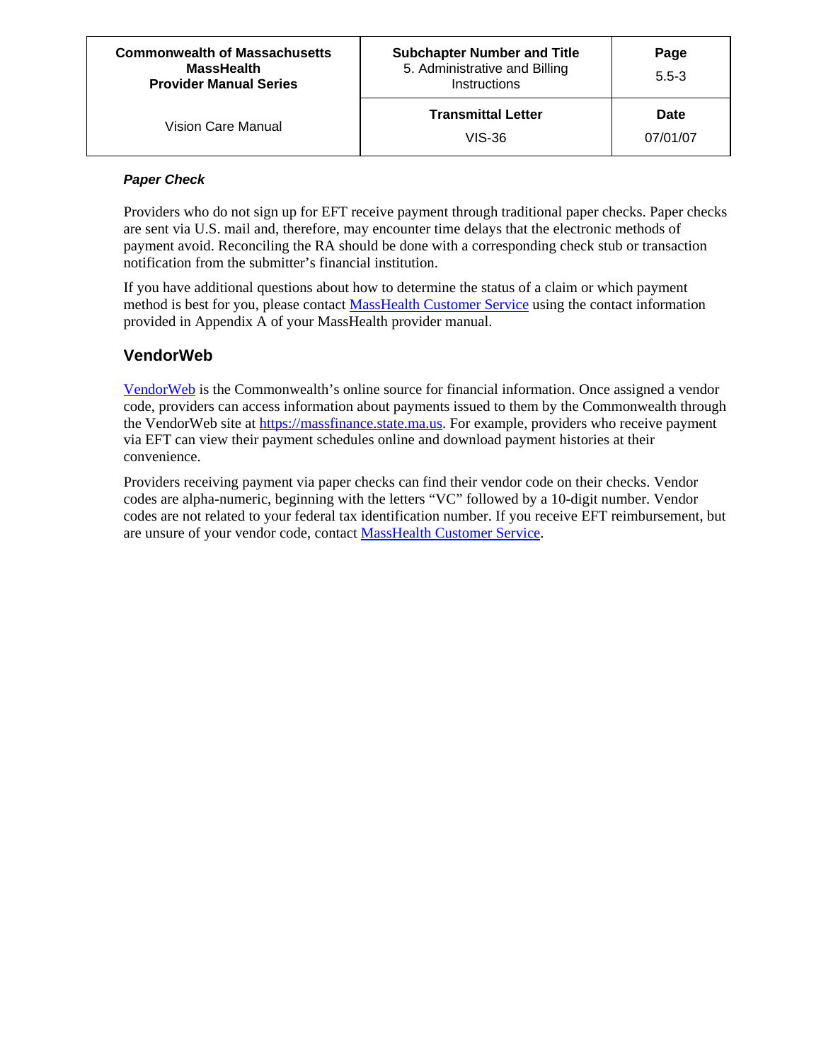***Paper Check***

Providers who do not sign up for EFT receive payment through traditional paper checks. Paper checks are sent via U.S. mail and, therefore, may encounter time delays that the electronic methods of payment avoid. Reconciling the RA should be done with a corresponding check stub or transaction notification from the submitter's financial institution.

If you have additional questions about how to determine the status of a claim or which payment method is best for you, please contact MassHealth Customer Service using the contact information provided in Appendix A of your MassHealth provider manual.

## VendorWeb

VendorWeb is the Commonwealth's online source for financial information. Once assigned a vendor code, providers can access information about payments issued to them by the Commonwealth through the VendorWeb site at https://massfinance.state.ma.us. For example, providers who receive payment via EFT can view their payment schedules online and download payment histories at their convenience.

Providers receiving payment via paper checks can find their vendor code on their checks. Vendor codes are alpha-numeric, beginning with the letters "VC" followed by a 10-digit number. Vendor codes are not related to your federal tax identification number. If you receive EFT reimbursement, but are unsure of your vendor code, contact MassHealth Customer Service.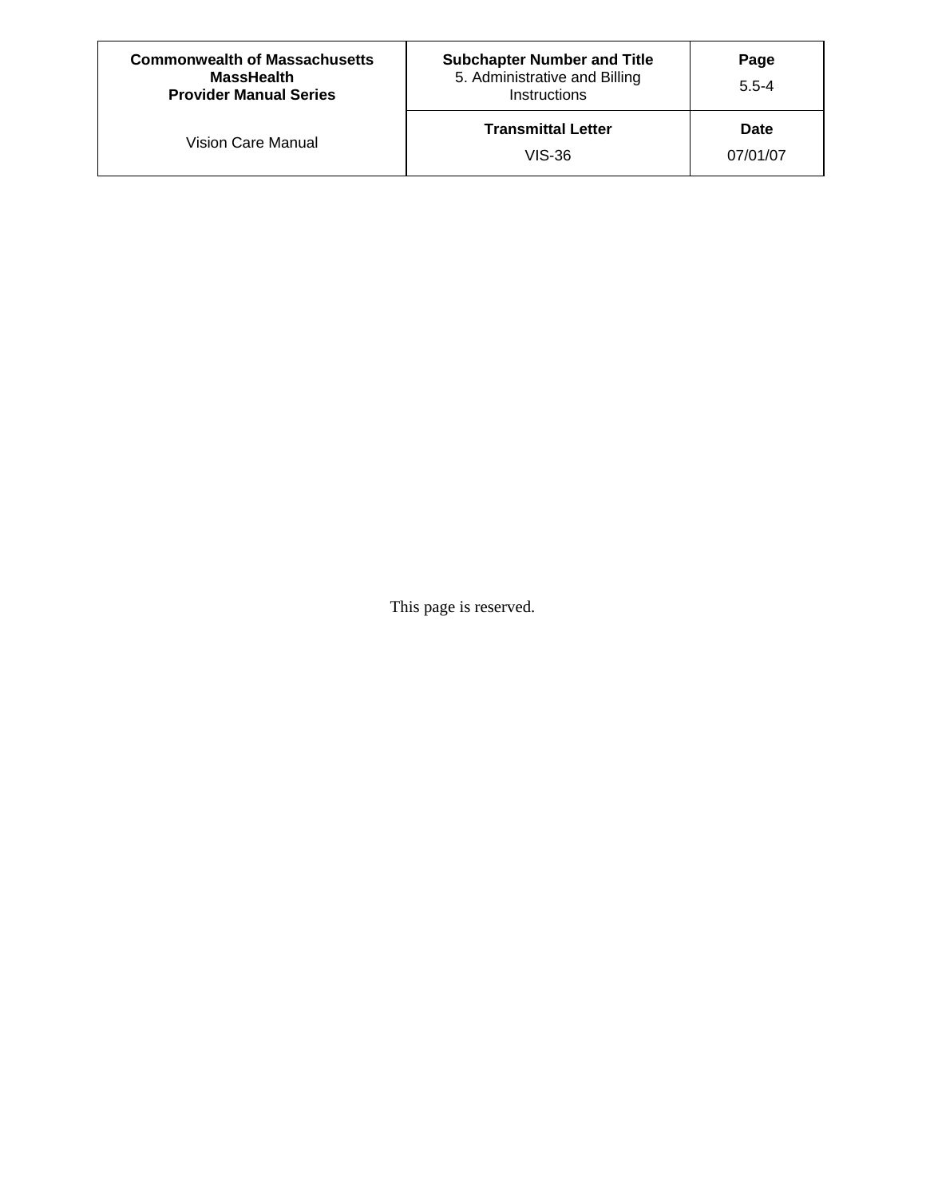This page is reserved.